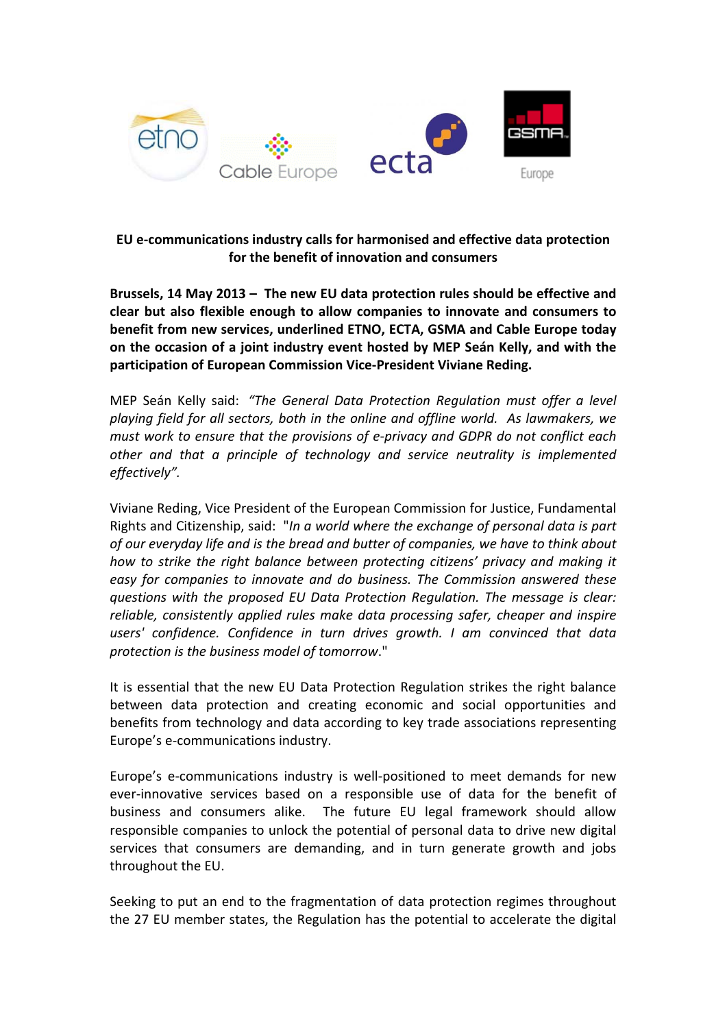**EU e-communications industry calls for harmonised and effective data protection for the benefit of innovation and consumers**

**Brussels, 14 May 2013 – The new EU data protection rules should be effective and clear but also flexible enough to allow companies to innovate and consumers to benefit from new services, underlined ETNO, ECTA, GSMA and Cable Europe today on the occasion of a joint industry event hosted by MEP Seán Kelly, and with the participation of European Commission Vice-President Viviane Reding.**

MEP Seán Kelly said: *"The General Data Protection Regulation must offer a level playing field for all sectors, both in the online and offline world. As lawmakers, we must work to ensure that the provisions of e-privacy and GDPR do not conflict each other and that a principle of technology and service neutrality is implemented effectively".*

Viviane Reding, Vice President of the European Commission for Justice, Fundamental Rights and Citizenship, said: "*In a world where the exchange of personal data is part of our everyday life and is the bread and butter of companies, we have to think about how to strike the right balance between protecting citizens' privacy and making it easy for companies to innovate and do business. The Commission answered these questions with the proposed EU Data Protection Regulation. The message is clear: reliable, consistently applied rules make data processing safer, cheaper and inspire users' confidence. Confidence in turn drives growth. I am convinced that data protection is the business model of tomorrow*."

It is essential that the new EU Data Protection Regulation strikes the right balance between data protection and creating economic and social opportunities and benefits from technology and data according to key trade associations representing Europe's e-communications industry.

Europe's e-communications industry is well-positioned to meet demands for new ever-innovative services based on a responsible use of data for the benefit of business and consumers alike. The future EU legal framework should allow responsible companies to unlock the potential of personal data to drive new digital services that consumers are demanding, and in turn generate growth and jobs throughout the EU.

Seeking to put an end to the fragmentation of data protection regimes throughout the 27 EU member states, the Regulation has the potential to accelerate the digital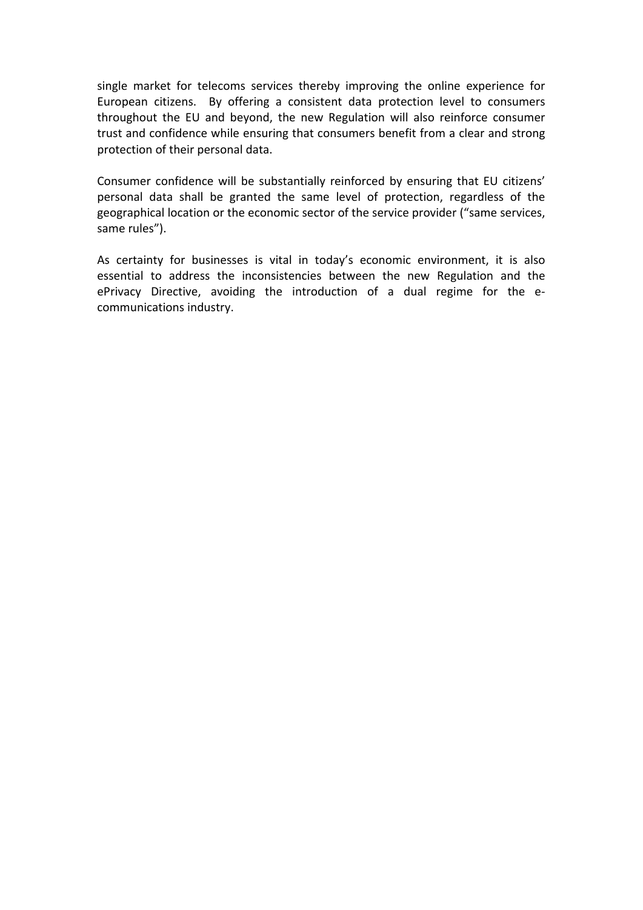single market for telecoms services thereby improving the online experience for European citizens. By offering a consistent data protection level to consumers throughout the EU and beyond, the new Regulation will also reinforce consumer trust and confidence while ensuring that consumers benefit from a clear and strong protection of their personal data.

Consumer confidence will be substantially reinforced by ensuring that EU citizens' personal data shall be granted the same level of protection, regardless of the geographical location or the economic sector of the service provider ("same services, same rules").

As certainty for businesses is vital in today's economic environment, it is also essential to address the inconsistencies between the new Regulation and the ePrivacy Directive, avoiding the introduction of a dual regime for the e-communications industry.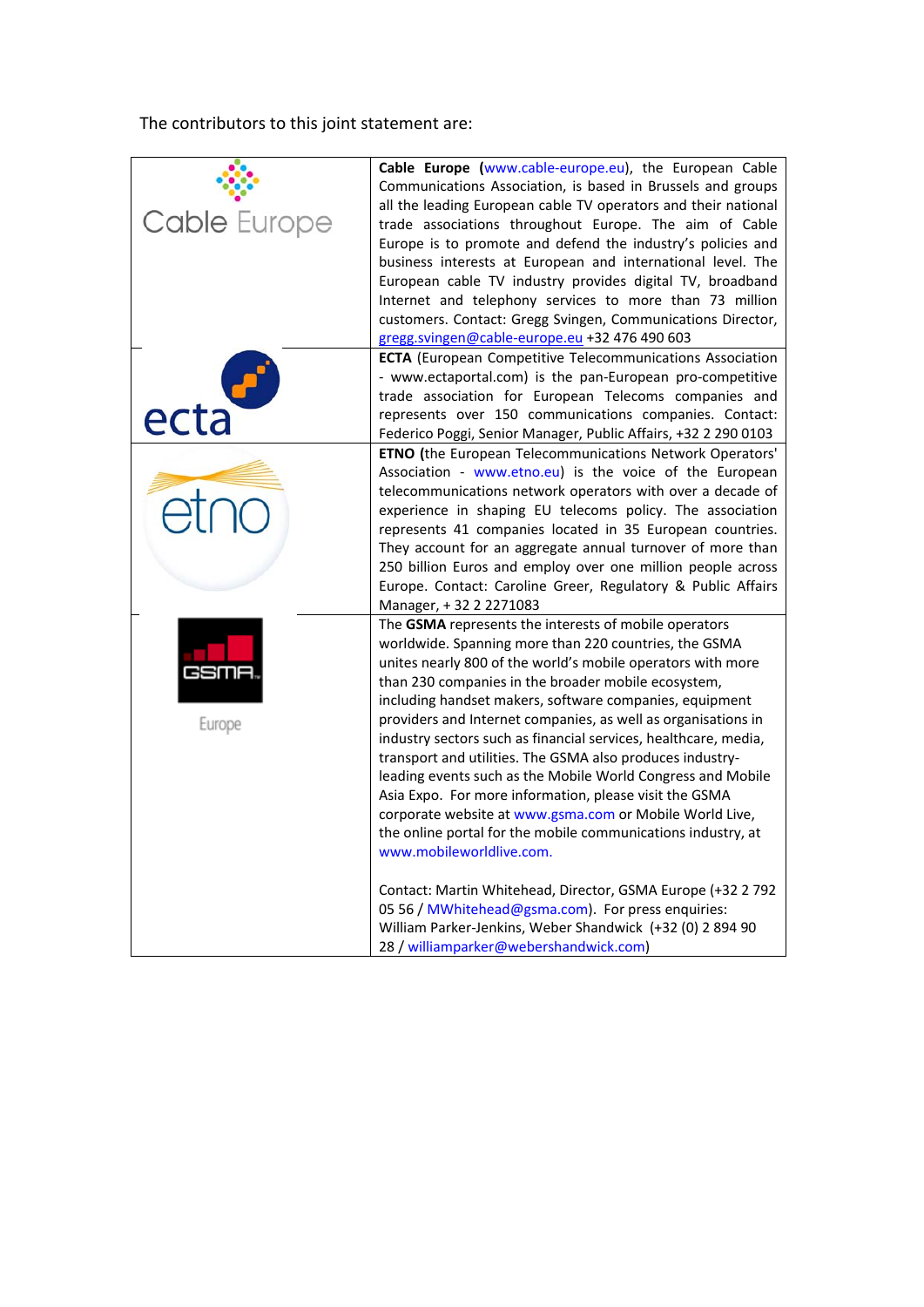The contributors to this joint statement are:

| | |
|---|---|
| Cable Europe | **Cable Europe** (www.cable-europe.eu), the European Cable Communications Association, is based in Brussels and groups all the leading European cable TV operators and their national trade associations throughout Europe. The aim of Cable Europe is to promote and defend the industry's policies and business interests at European and international level. The European cable TV industry provides digital TV, broadband Internet and telephony services to more than 73 million customers. Contact: Gregg Svingen, Communications Director, gregg.svingen@cable-europe.eu +32 476 490 603 |
| ecta | **ECTA** (European Competitive Telecommunications Association - www.ectaportal.com) is the pan-European pro-competitive trade association for European Telecoms companies and represents over 150 communications companies. Contact: Federico Poggi, Senior Manager, Public Affairs, +32 2 290 0103 |
| etno | **ETNO** (the European Telecommunications Network Operators' Association - www.etno.eu) is the voice of the European telecommunications network operators with over a decade of experience in shaping EU telecoms policy. The association represents 41 companies located in 35 European countries. They account for an aggregate annual turnover of more than 250 billion Euros and employ over one million people across Europe. Contact: Caroline Greer, Regulatory & Public Affairs Manager, + 32 2 2271083 |
| GSMA Europe | The **GSMA** represents the interests of mobile operators worldwide. Spanning more than 220 countries, the GSMA unites nearly 800 of the world's mobile operators with more than 230 companies in the broader mobile ecosystem, including handset makers, software companies, equipment providers and Internet companies, as well as organisations in industry sectors such as financial services, healthcare, media, transport and utilities. The GSMA also produces industry-leading events such as the Mobile World Congress and Mobile Asia Expo. For more information, please visit the GSMA corporate website at www.gsma.com or Mobile World Live, the online portal for the mobile communications industry, at www.mobileworldlive.com.<br><br>Contact: Martin Whitehead, Director, GSMA Europe (+32 2 792 05 56 / MWhitehead@gsma.com). For press enquiries: William Parker-Jenkins, Weber Shandwick (+32 (0) 2 894 90 28 / williamparker@webershandwick.com) |